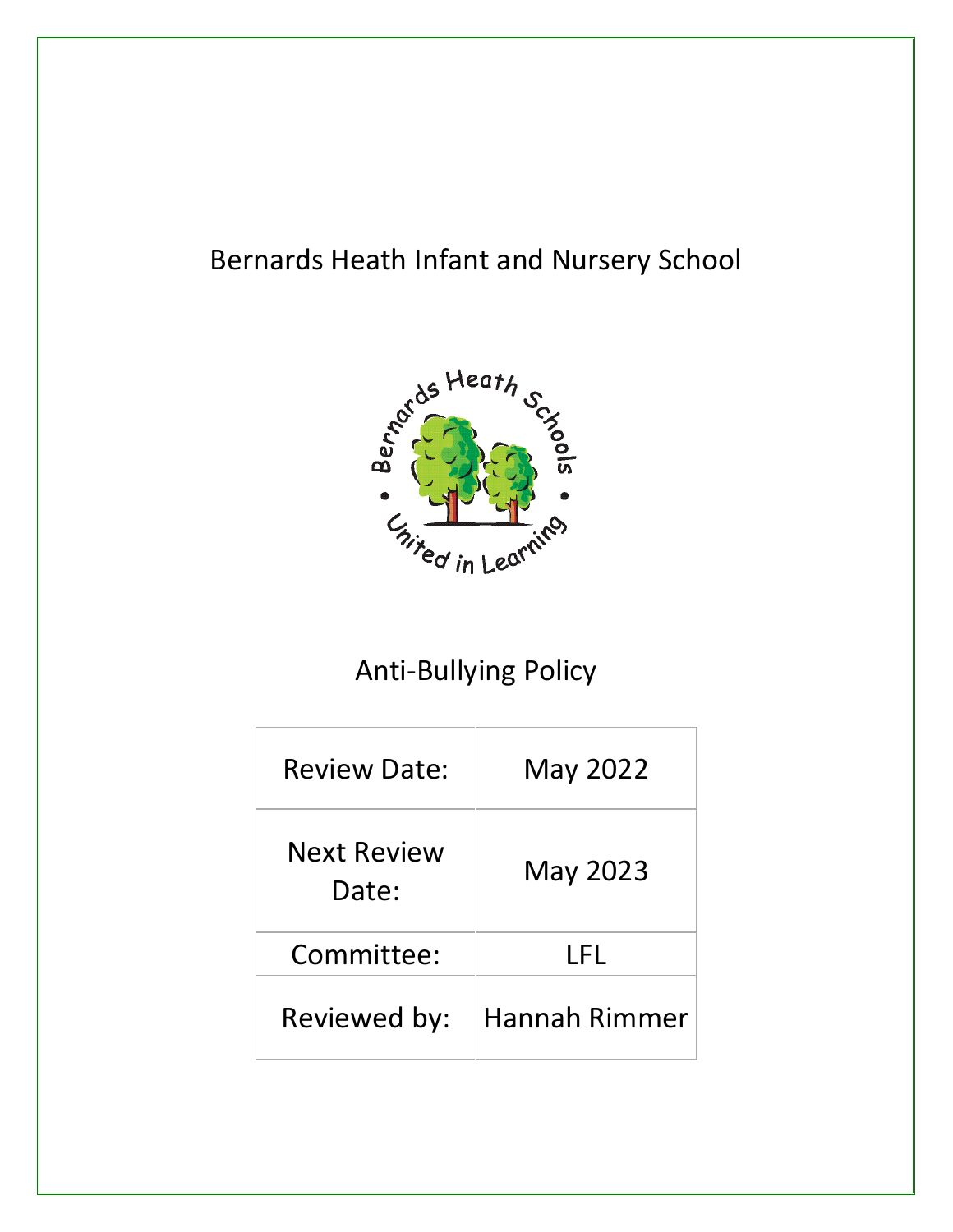# Bernards Heath Infant and Nursery School

# Anti-Bullying Policy

| Review Date: | May 2022 |
|---|---|
| Next Review Date: | May 2023 |
| Committee: | LFL |
| Reviewed by: | Hannah Rimmer |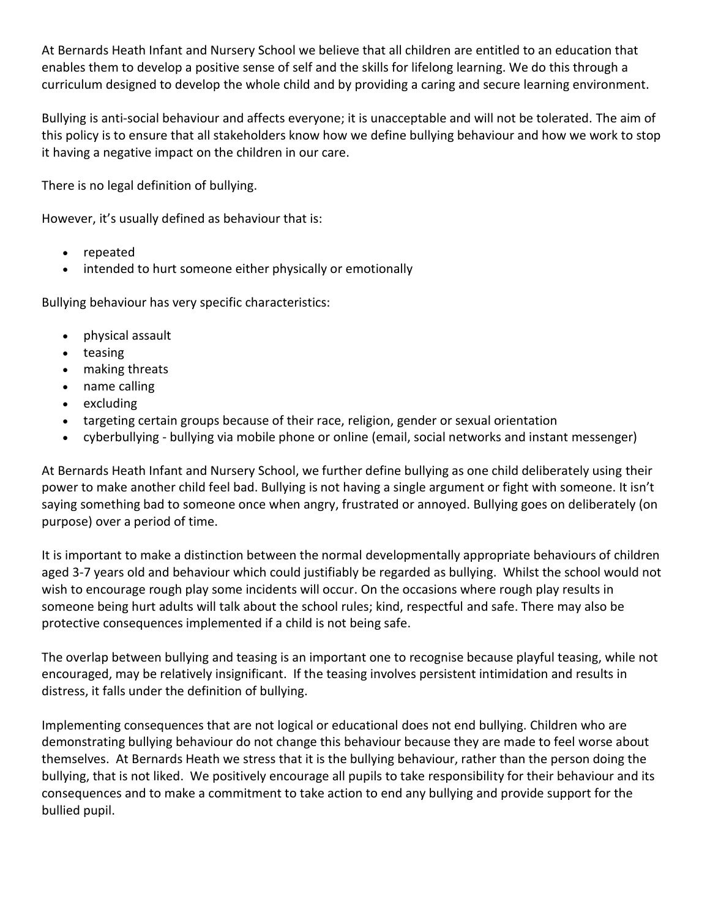At Bernards Heath Infant and Nursery School we believe that all children are entitled to an education that enables them to develop a positive sense of self and the skills for lifelong learning. We do this through a curriculum designed to develop the whole child and by providing a caring and secure learning environment.

Bullying is anti-social behaviour and affects everyone; it is unacceptable and will not be tolerated. The aim of this policy is to ensure that all stakeholders know how we define bullying behaviour and how we work to stop it having a negative impact on the children in our care.

There is no legal definition of bullying.

However, it's usually defined as behaviour that is:

- repeated
- intended to hurt someone either physically or emotionally

Bullying behaviour has very specific characteristics:

- physical assault
- teasing
- making threats
- name calling
- excluding
- targeting certain groups because of their race, religion, gender or sexual orientation
- cyberbullying - bullying via mobile phone or online (email, social networks and instant messenger)

At Bernards Heath Infant and Nursery School, we further define bullying as one child deliberately using their power to make another child feel bad. Bullying is not having a single argument or fight with someone. It isn't saying something bad to someone once when angry, frustrated or annoyed. Bullying goes on deliberately (on purpose) over a period of time.

It is important to make a distinction between the normal developmentally appropriate behaviours of children aged 3-7 years old and behaviour which could justifiably be regarded as bullying. Whilst the school would not wish to encourage rough play some incidents will occur. On the occasions where rough play results in someone being hurt adults will talk about the school rules; kind, respectful and safe. There may also be protective consequences implemented if a child is not being safe.

The overlap between bullying and teasing is an important one to recognise because playful teasing, while not encouraged, may be relatively insignificant. If the teasing involves persistent intimidation and results in distress, it falls under the definition of bullying.

Implementing consequences that are not logical or educational does not end bullying. Children who are demonstrating bullying behaviour do not change this behaviour because they are made to feel worse about themselves. At Bernards Heath we stress that it is the bullying behaviour, rather than the person doing the bullying, that is not liked. We positively encourage all pupils to take responsibility for their behaviour and its consequences and to make a commitment to take action to end any bullying and provide support for the bullied pupil.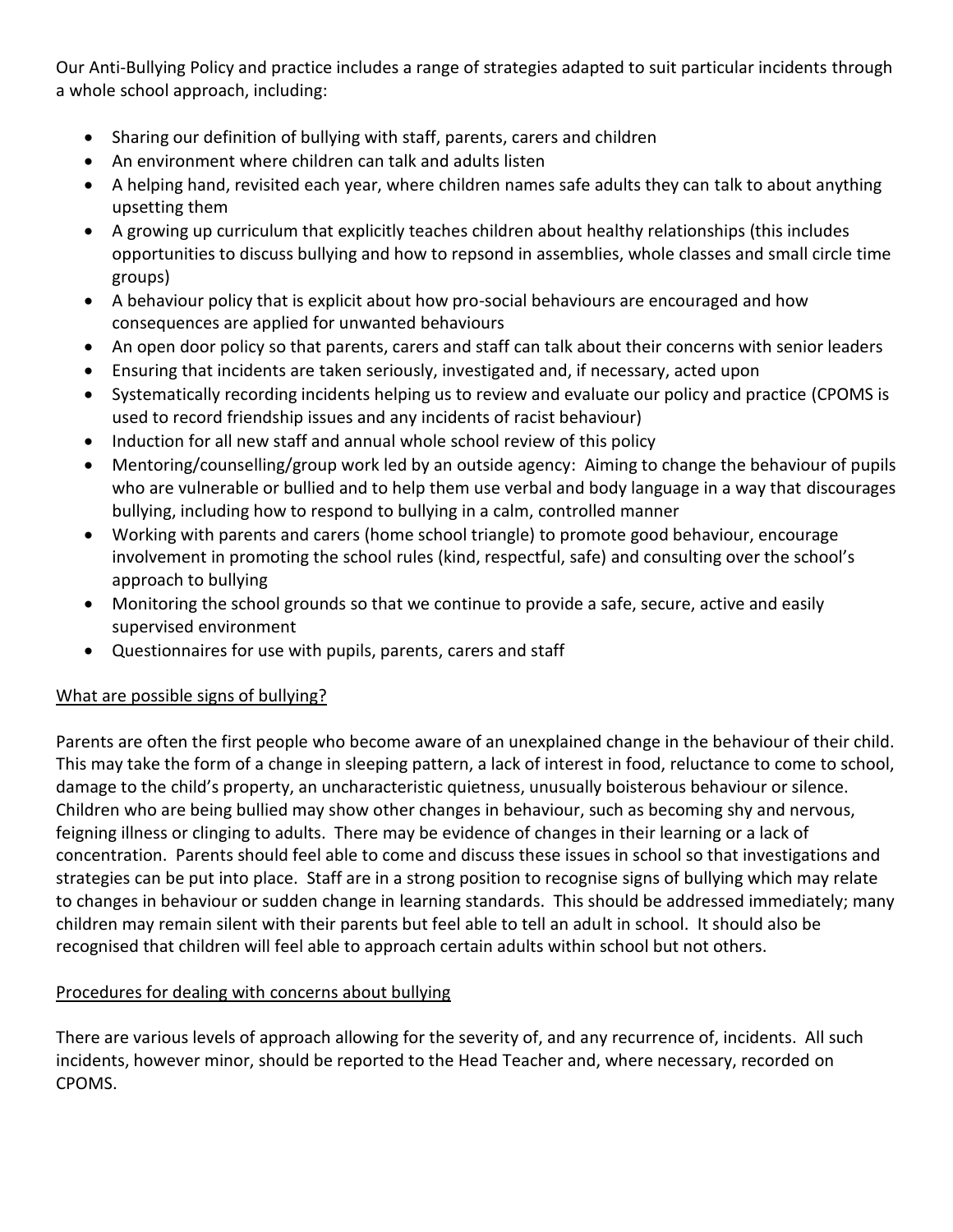Our Anti-Bullying Policy and practice includes a range of strategies adapted to suit particular incidents through a whole school approach, including:

- Sharing our definition of bullying with staff, parents, carers and children
- An environment where children can talk and adults listen
- A helping hand, revisited each year, where children names safe adults they can talk to about anything upsetting them
- A growing up curriculum that explicitly teaches children about healthy relationships (this includes opportunities to discuss bullying and how to repsond in assemblies, whole classes and small circle time groups)
- A behaviour policy that is explicit about how pro-social behaviours are encouraged and how consequences are applied for unwanted behaviours
- An open door policy so that parents, carers and staff can talk about their concerns with senior leaders
- Ensuring that incidents are taken seriously, investigated and, if necessary, acted upon
- Systematically recording incidents helping us to review and evaluate our policy and practice (CPOMS is used to record friendship issues and any incidents of racist behaviour)
- Induction for all new staff and annual whole school review of this policy
- Mentoring/counselling/group work led by an outside agency: Aiming to change the behaviour of pupils who are vulnerable or bullied and to help them use verbal and body language in a way that discourages bullying, including how to respond to bullying in a calm, controlled manner
- Working with parents and carers (home school triangle) to promote good behaviour, encourage involvement in promoting the school rules (kind, respectful, safe) and consulting over the school's approach to bullying
- Monitoring the school grounds so that we continue to provide a safe, secure, active and easily supervised environment
- Questionnaires for use with pupils, parents, carers and staff

<u>What are possible signs of bullying?</u>

Parents are often the first people who become aware of an unexplained change in the behaviour of their child. This may take the form of a change in sleeping pattern, a lack of interest in food, reluctance to come to school, damage to the child's property, an uncharacteristic quietness, unusually boisterous behaviour or silence. Children who are being bullied may show other changes in behaviour, such as becoming shy and nervous, feigning illness or clinging to adults. There may be evidence of changes in their learning or a lack of concentration. Parents should feel able to come and discuss these issues in school so that investigations and strategies can be put into place. Staff are in a strong position to recognise signs of bullying which may relate to changes in behaviour or sudden change in learning standards. This should be addressed immediately; many children may remain silent with their parents but feel able to tell an adult in school. It should also be recognised that children will feel able to approach certain adults within school but not others.

<u>Procedures for dealing with concerns about bullying</u>

There are various levels of approach allowing for the severity of, and any recurrence of, incidents. All such incidents, however minor, should be reported to the Head Teacher and, where necessary, recorded on CPOMS.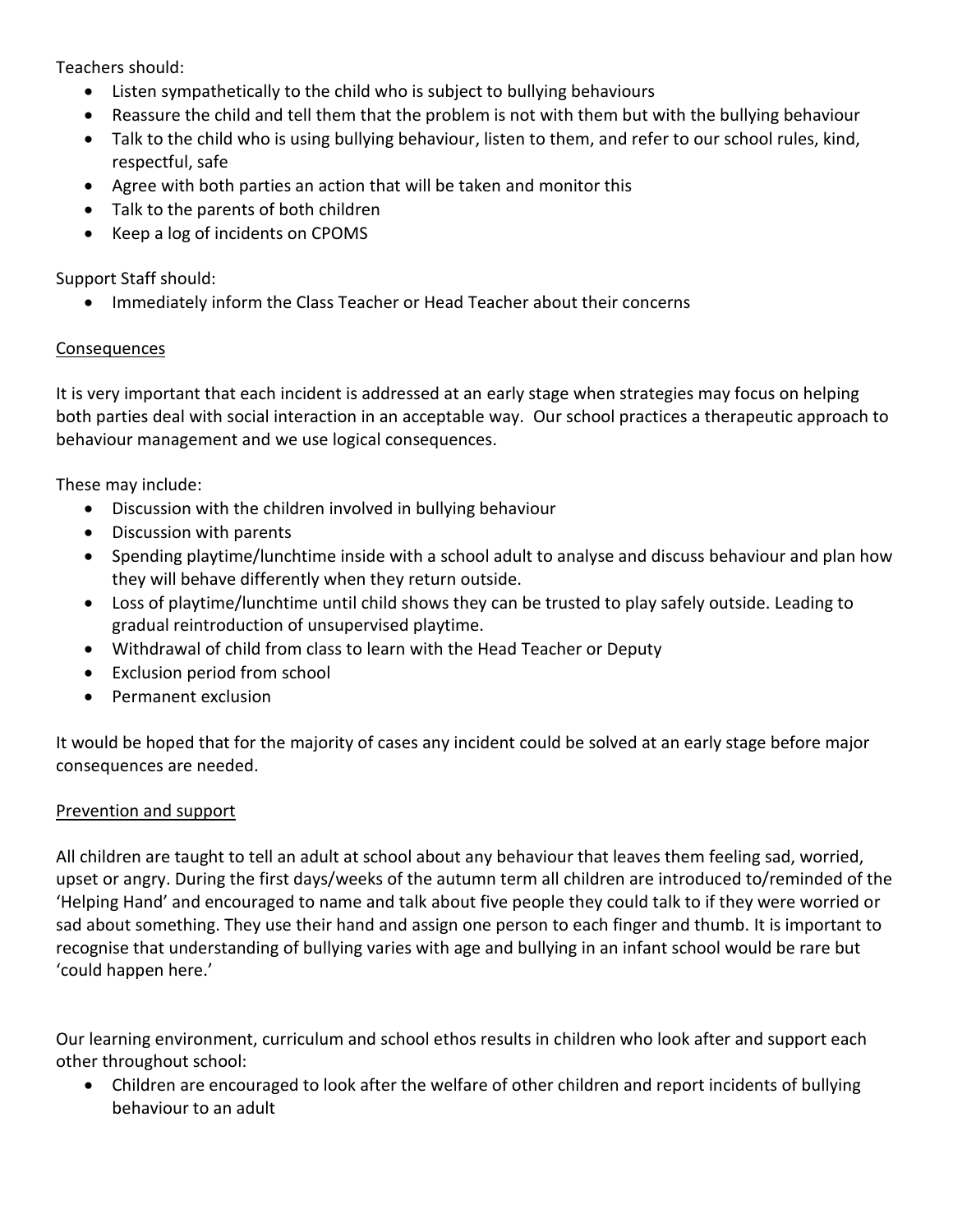Teachers should:

- Listen sympathetically to the child who is subject to bullying behaviours
- Reassure the child and tell them that the problem is not with them but with the bullying behaviour
- Talk to the child who is using bullying behaviour, listen to them, and refer to our school rules, kind, respectful, safe
- Agree with both parties an action that will be taken and monitor this
- Talk to the parents of both children
- Keep a log of incidents on CPOMS

Support Staff should:

- Immediately inform the Class Teacher or Head Teacher about their concerns

<u>Consequences</u>

It is very important that each incident is addressed at an early stage when strategies may focus on helping both parties deal with social interaction in an acceptable way. Our school practices a therapeutic approach to behaviour management and we use logical consequences.

These may include:

- Discussion with the children involved in bullying behaviour
- Discussion with parents
- Spending playtime/lunchtime inside with a school adult to analyse and discuss behaviour and plan how they will behave differently when they return outside.
- Loss of playtime/lunchtime until child shows they can be trusted to play safely outside. Leading to gradual reintroduction of unsupervised playtime.
- Withdrawal of child from class to learn with the Head Teacher or Deputy
- Exclusion period from school
- Permanent exclusion

It would be hoped that for the majority of cases any incident could be solved at an early stage before major consequences are needed.

<u>Prevention and support</u>

All children are taught to tell an adult at school about any behaviour that leaves them feeling sad, worried, upset or angry. During the first days/weeks of the autumn term all children are introduced to/reminded of the 'Helping Hand' and encouraged to name and talk about five people they could talk to if they were worried or sad about something. They use their hand and assign one person to each finger and thumb. It is important to recognise that understanding of bullying varies with age and bullying in an infant school would be rare but 'could happen here.'

Our learning environment, curriculum and school ethos results in children who look after and support each other throughout school:

- Children are encouraged to look after the welfare of other children and report incidents of bullying behaviour to an adult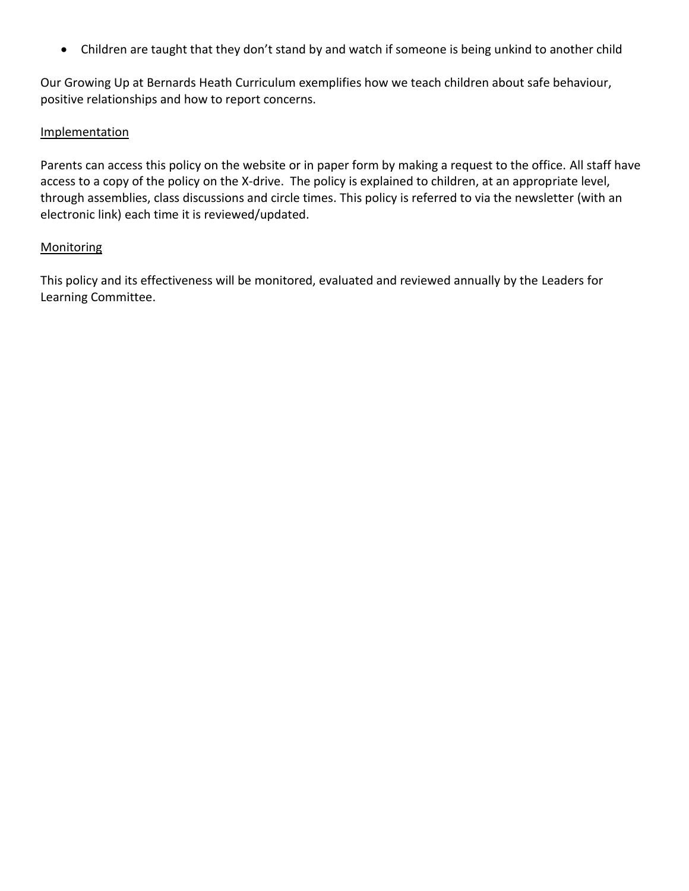- Children are taught that they don't stand by and watch if someone is being unkind to another child

Our Growing Up at Bernards Heath Curriculum exemplifies how we teach children about safe behaviour, positive relationships and how to report concerns.

<u>Implementation</u>

Parents can access this policy on the website or in paper form by making a request to the office. All staff have access to a copy of the policy on the X-drive. The policy is explained to children, at an appropriate level, through assemblies, class discussions and circle times. This policy is referred to via the newsletter (with an electronic link) each time it is reviewed/updated.

<u>Monitoring</u>

This policy and its effectiveness will be monitored, evaluated and reviewed annually by the Leaders for Learning Committee.